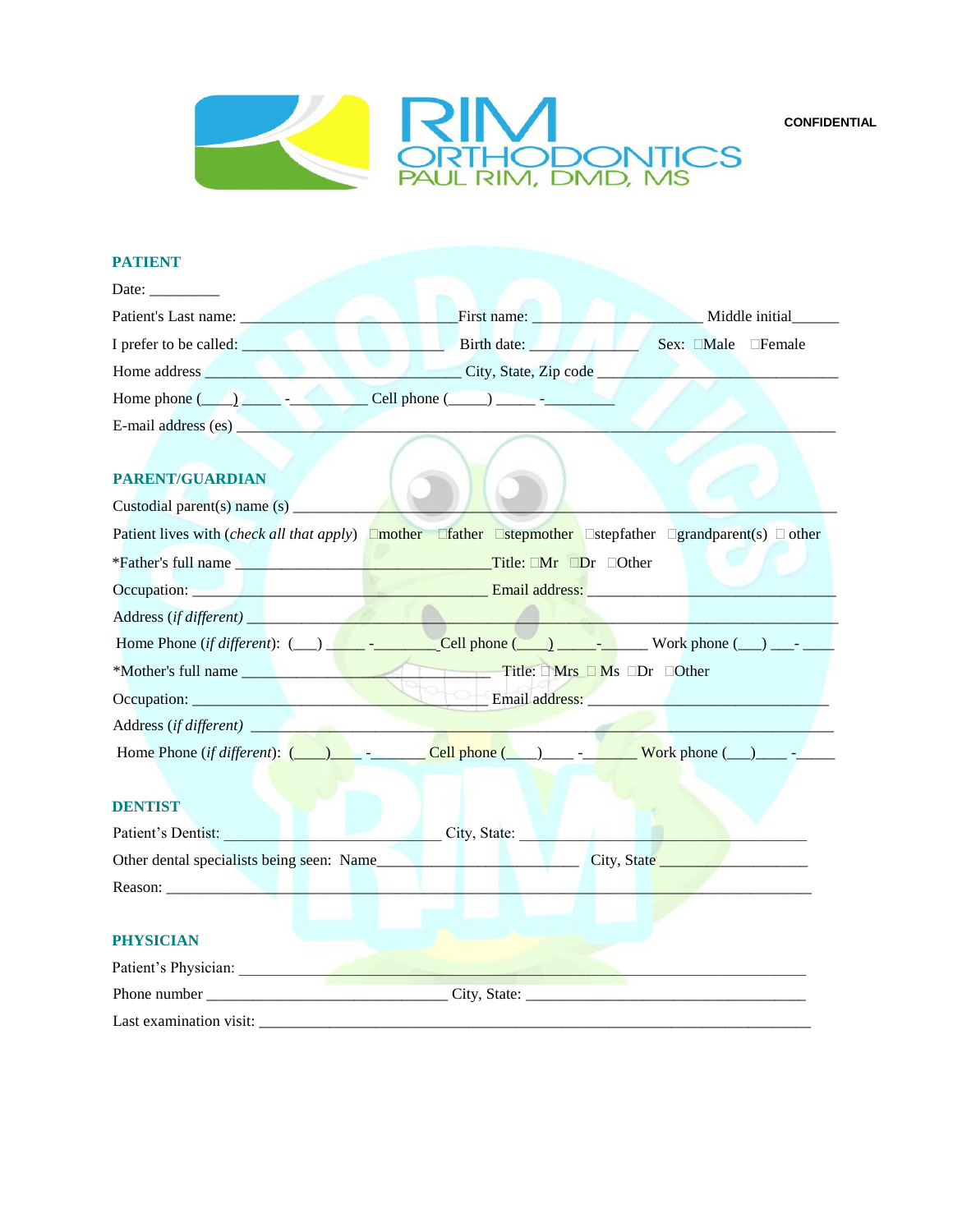RIM ORTHODONTICS
PAUL RIM, DMD, MS

CONFIDENTIAL

## PATIENT

Date: _________

Patient's Last name: ___________________________ First name: ____________________ Middle initial______

I prefer to be called: _________________________ Birth date: _____________ Sex: ☐Male ☐Female

Home address ________________________________ City, State, Zip code _______________________________

Home phone (____) _____ -_________ Cell phone (_____) _____ -_________

E-mail address (es) ___________________________________________________________________________

## PARENT/GUARDIAN

Custodial parent(s) name (s) ___________________________________________________________________

Patient lives with (*check all that apply*) ☐mother ☐father ☐stepmother ☐stepfather ☐grandparent(s) ☐ other

*Father's full name _______________________________Title: ☐Mr ☐Dr ☐Other

Occupation: ____________________________________ Email address: _________________________________

Address (*if different*) __________________________________________________________________________

Home Phone (*if different*): (___) _____ -________Cell phone (____) _____-_____ Work phone (___) ___- ____

*Mother's full name ______________________________ Title: ☐ Mrs ☐ Ms ☐Dr ☐Other

Occupation: ____________________________________ Email address: ______________________________

Address (*if different*) _________________________________________________________________________

Home Phone (*if different*): (____)____ -_______ Cell phone (____)____ - ______ Work phone (___)____ - _____

## DENTIST

Patient's Dentist: ___________________________ City, State: _____________________________________

Other dental specialists being seen: Name_________________________ City, State ___________________

Reason: ______________________________________________________________________________________

## PHYSICIAN

Patient's Physician: ___________________________________________________________________________

Phone number ______________________________ City, State: ___________________________________

Last examination visit: _________________________________________________________________________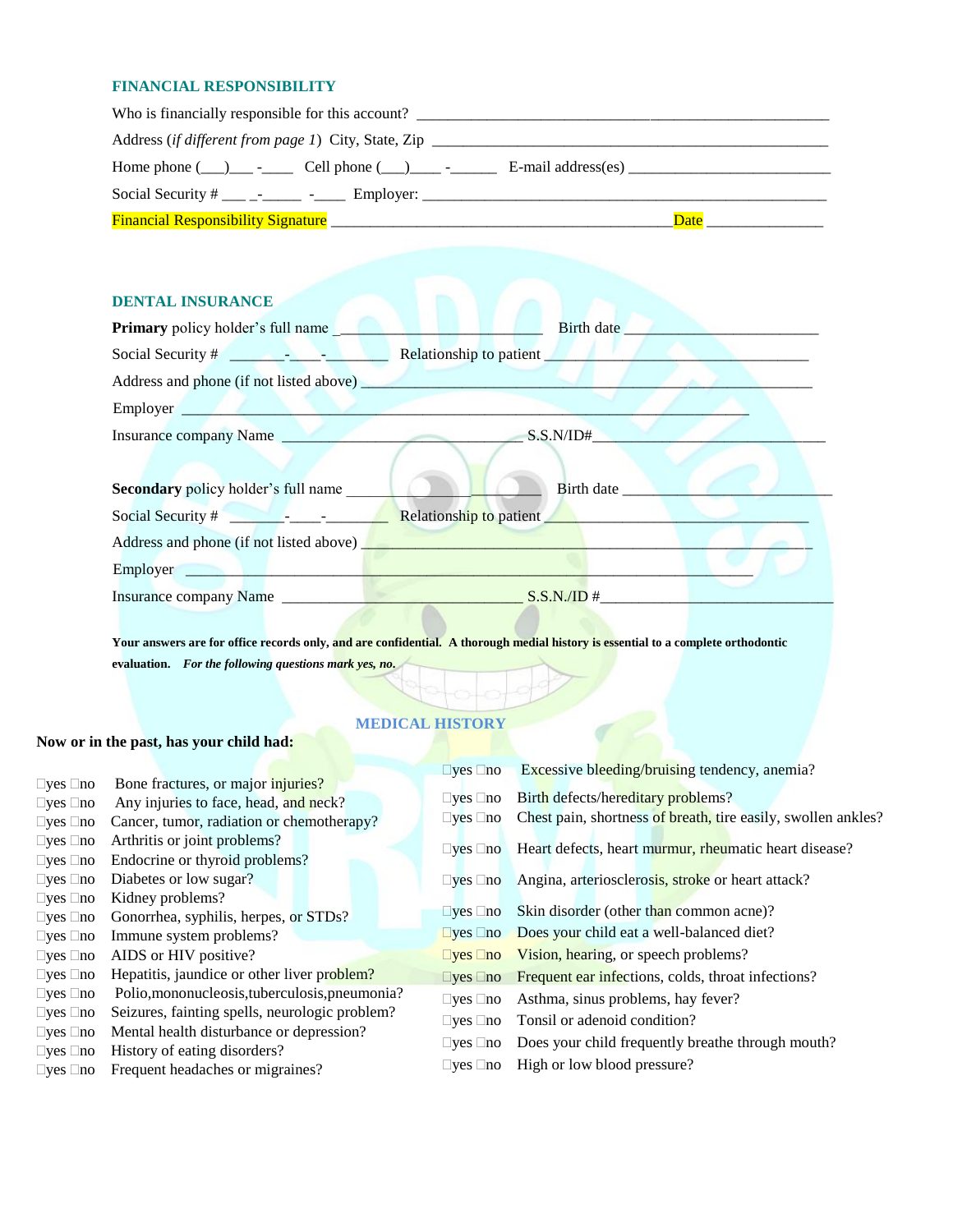## FINANCIAL RESPONSIBILITY

Who is financially responsible for this account? ___________________________________________________

Address (*if different from page 1*) City, State, Zip ___________________________________________________

Home phone (___)___ -____ Cell phone (___)____ -______ E-mail address(es) __________________________

Social Security # ___ _-_____ -____ Employer: ______________________________________________________

Financial Responsibility Signature ___________________________________________ Date _______________

## DENTAL INSURANCE

**Primary** policy holder's full name __________________________ Birth date ________________________

Social Security # _______-____-________ Relationship to patient _________________________________

Address and phone (if not listed above) ___________________________________________________________

Employer _________________________________________________________________________

Insurance company Name ______________________________ S.S.N/ID#_____________________________

**Secondary** policy holder's full name __________________________ Birth date ___________________________

Social Security # _______-____-________ Relationship to patient _________________________________

Address and phone (if not listed above) ___________________________________________________________

Employer _________________________________________________________________________

Insurance company Name ______________________________ S.S.N./ID #_____________________________

**Your answers are for office records only, and are confidential. A thorough medial history is essential to a complete orthodontic evaluation.** ***For the following questions mark yes, no.***

## MEDICAL HISTORY

**Now or in the past, has your child had:**

- ☐yes ☐no Bone fractures, or major injuries?
- ☐yes ☐no Any injuries to face, head, and neck?
- ☐yes ☐no Cancer, tumor, radiation or chemotherapy?
- ☐yes ☐no Arthritis or joint problems?
- ☐yes ☐no Endocrine or thyroid problems?
- ☐yes ☐no Diabetes or low sugar?
- ☐yes ☐no Kidney problems?
- ☐yes ☐no Gonorrhea, syphilis, herpes, or STDs?
- ☐yes ☐no Immune system problems?
- ☐yes ☐no AIDS or HIV positive?
- ☐yes ☐no Hepatitis, jaundice or other liver problem?
- ☐yes ☐no Polio,mononucleosis,tuberculosis,pneumonia?
- ☐yes ☐no Seizures, fainting spells, neurologic problem?
- ☐yes ☐no Mental health disturbance or depression?
- ☐yes ☐no History of eating disorders?
- ☐yes ☐no Frequent headaches or migraines?
- ☐yes ☐no Excessive bleeding/bruising tendency, anemia?
- ☐yes ☐no Birth defects/hereditary problems?
- ☐yes ☐no Chest pain, shortness of breath, tire easily, swollen ankles?
- ☐yes ☐no Heart defects, heart murmur, rheumatic heart disease?
- ☐yes ☐no Angina, arteriosclerosis, stroke or heart attack?
- ☐yes ☐no Skin disorder (other than common acne)?
- ☐yes ☐no Does your child eat a well-balanced diet?
- ☐yes ☐no Vision, hearing, or speech problems?
- ☐yes ☐no Frequent ear infections, colds, throat infections?
- ☐yes ☐no Asthma, sinus problems, hay fever?
- ☐yes ☐no Tonsil or adenoid condition?
- ☐yes ☐no Does your child frequently breathe through mouth?
- ☐yes ☐no High or low blood pressure?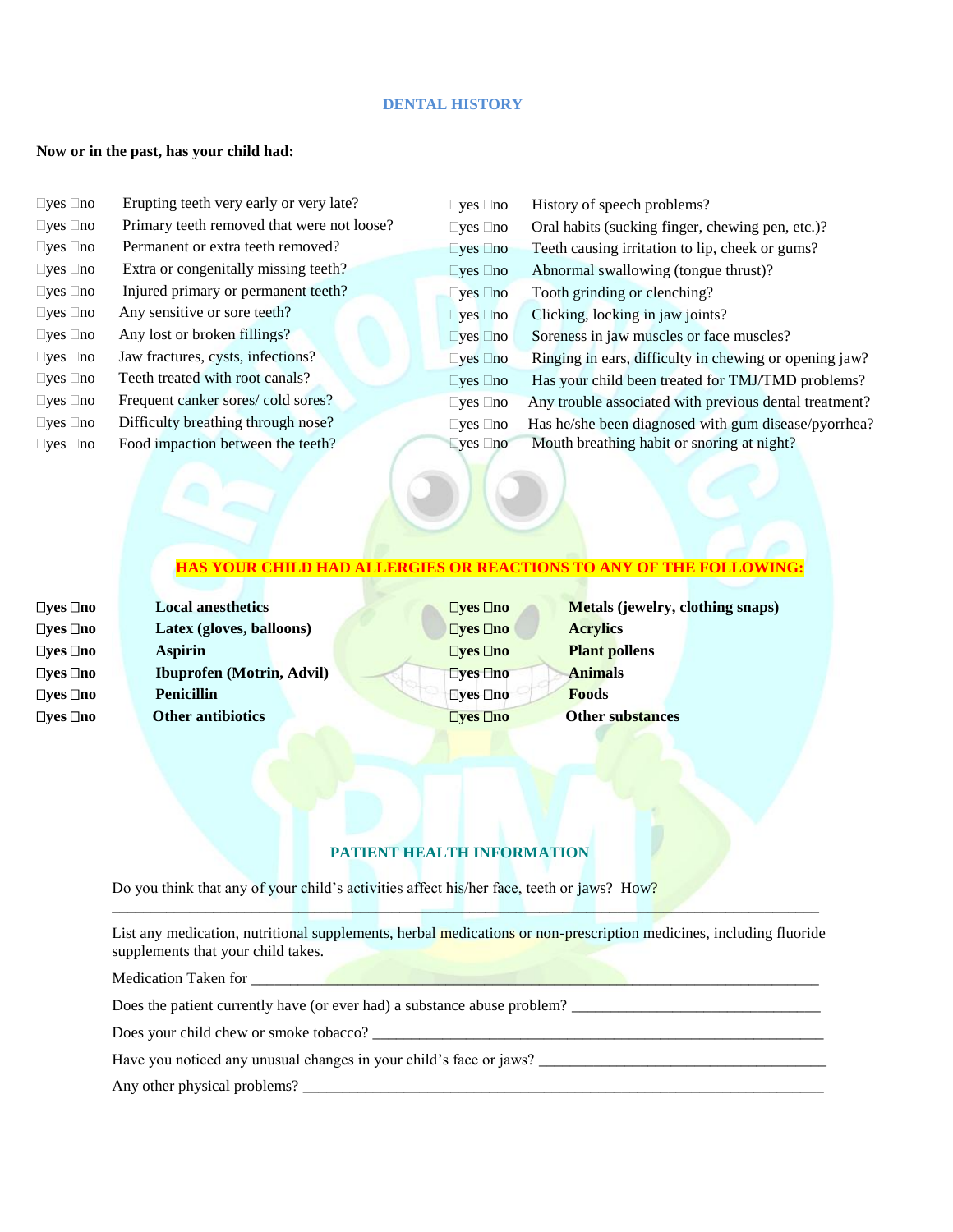## DENTAL HISTORY

**Now or in the past, has your child had:**

□yes □no Erupting teeth very early or very late?
□yes □no Primary teeth removed that were not loose?
□yes □no Permanent or extra teeth removed?
□yes □no Extra or congenitally missing teeth?
□yes □no Injured primary or permanent teeth?
□yes □no Any sensitive or sore teeth?
□yes □no Any lost or broken fillings?
□yes □no Jaw fractures, cysts, infections?
□yes □no Teeth treated with root canals?
□yes □no Frequent canker sores/ cold sores?
□yes □no Difficulty breathing through nose?
□yes □no Food impaction between the teeth?

□yes □no History of speech problems?
□yes □no Oral habits (sucking finger, chewing pen, etc.)?
□yes □no Teeth causing irritation to lip, cheek or gums?
□yes □no Abnormal swallowing (tongue thrust)?
□yes □no Tooth grinding or clenching?
□yes □no Clicking, locking in jaw joints?
□yes □no Soreness in jaw muscles or face muscles?
□yes □no Ringing in ears, difficulty in chewing or opening jaw?
□yes □no Has your child been treated for TMJ/TMD problems?
□yes □no Any trouble associated with previous dental treatment?
□yes □no Has he/she been diagnosed with gum disease/pyorrhea?
□yes □no Mouth breathing habit or snoring at night?

**HAS YOUR CHILD HAD ALLERGIES OR REACTIONS TO ANY OF THE FOLLOWING:**

**□yes □no Local anesthetics**
**□yes □no Latex (gloves, balloons)**
**□yes □no Aspirin**
**□yes □no Ibuprofen (Motrin, Advil)**
**□yes □no Penicillin**
**□yes □no Other antibiotics**

**□yes □no Metals (jewelry, clothing snaps)**
**□yes □no Acrylics**
**□yes □no Plant pollens**
**□yes □no Animals**
**□yes □no Foods**
**□yes □no Other substances**

## PATIENT HEALTH INFORMATION

Do you think that any of your child's activities affect his/her face, teeth or jaws? How?
_______________________________________________________________________________

List any medication, nutritional supplements, herbal medications or non-prescription medicines, including fluoride supplements that your child takes.

Medication Taken for ______________________________________________________________

Does the patient currently have (or ever had) a substance abuse problem? ____________________

Does your child chew or smoke tobacco? ______________________________________________

Have you noticed any unusual changes in your child's face or jaws? ___________________________

Any other physical problems? _______________________________________________________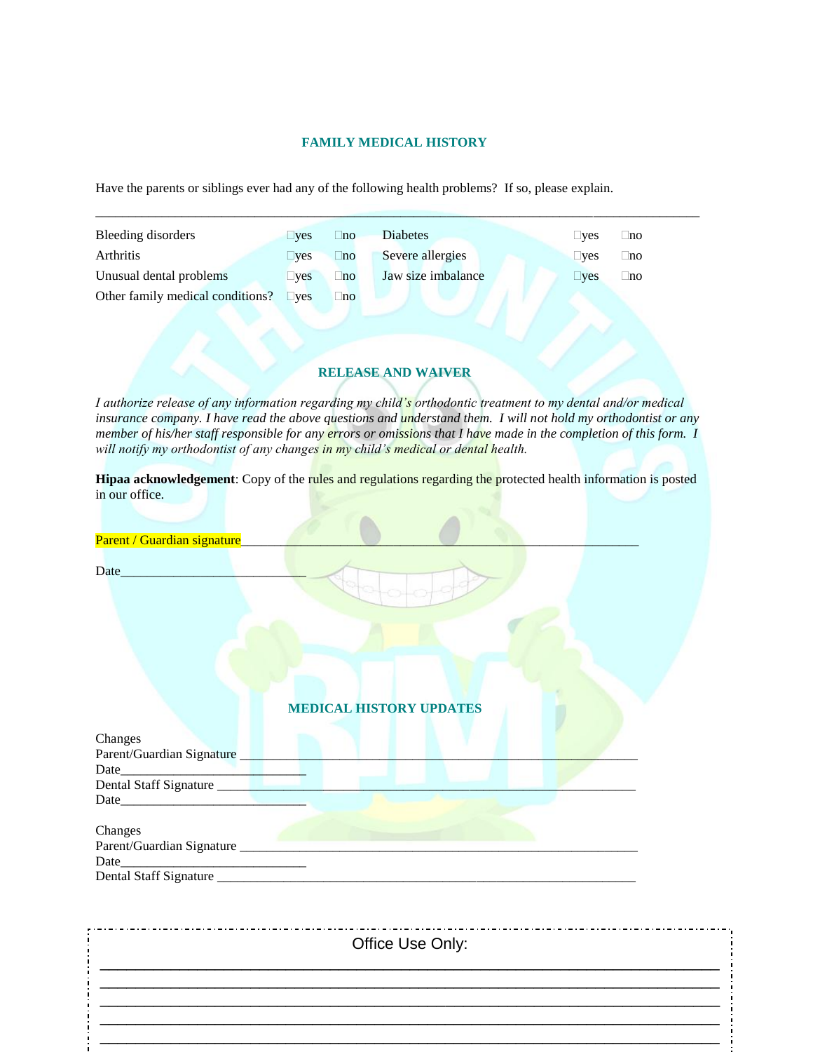## FAMILY MEDICAL HISTORY

Have the parents or siblings ever had any of the following health problems? If so, please explain.

_______________________________________________________________________________________

| | | | | | |
|---|---|---|---|---|---|
| Bleeding disorders | ☐yes | ☐no | Diabetes | ☐yes | ☐no |
| Arthritis | ☐yes | ☐no | Severe allergies | ☐yes | ☐no |
| Unusual dental problems | ☐yes | ☐no | Jaw size imbalance | ☐yes | ☐no |
| Other family medical conditions? | ☐yes | ☐no | | | |

## RELEASE AND WAIVER

*I authorize release of any information regarding my child's orthodontic treatment to my dental and/or medical insurance company. I have read the above questions and understand them. I will not hold my orthodontist or any member of his/her staff responsible for any errors or omissions that I have made in the completion of this form. I will notify my orthodontist of any changes in my child's medical or dental health.*

**Hipaa acknowledgement**: Copy of the rules and regulations regarding the protected health information is posted in our office.

Parent / Guardian signature_____________________________________________________________

Date____________________________

## MEDICAL HISTORY UPDATES

Changes
Parent/Guardian Signature ______________________________________________________________
Date____________________________
Dental Staff Signature _________________________________________________________________
Date____________________________

Changes
Parent/Guardian Signature ______________________________________________________________
Date____________________________
Dental Staff Signature _________________________________________________________________

Office Use Only:

_______________________________________________________________________________________
_______________________________________________________________________________________
_______________________________________________________________________________________
_______________________________________________________________________________________
_______________________________________________________________________________________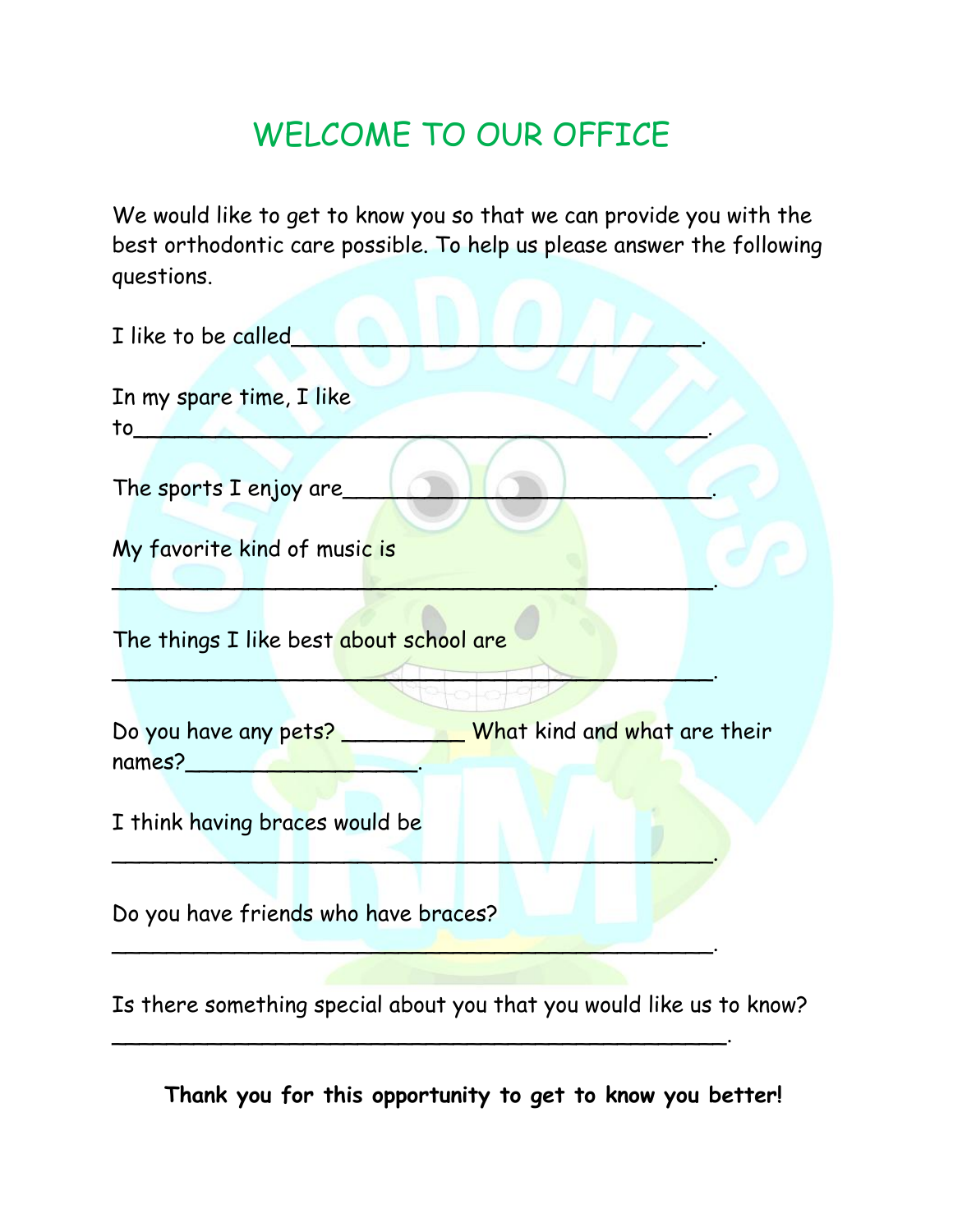# WELCOME TO OUR OFFICE

We would like to get to know you so that we can provide you with the best orthodontic care possible. To help us please answer the following questions.

I like to be called_______________________________.

In my spare time, I like to___________________________________________.

The sports I enjoy are____________________________.

My favorite kind of music is ___________________________________________.

The things I like best about school are ___________________________________________.

Do you have any pets? _________ What kind and what are their names?__________________.

I think having braces would be ___________________________________________.

Do you have friends who have braces? ___________________________________________.

Is there something special about you that you would like us to know? ___________________________________________.

**Thank you for this opportunity to get to know you better!**